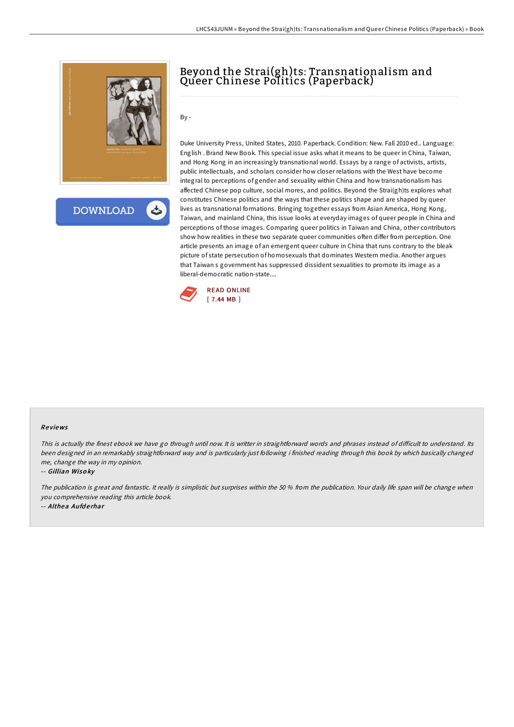# Beyond the Strai(gh)ts: Transnationalism and Queer Chinese Politics (Paperback)

By -

Duke University Press, United States, 2010. Paperback. Condition: New. Fall 2010 ed.. Language: English . Brand New Book. This special issue asks what it means to be queer in China, Taiwan, and Hong Kong in an increasingly transnational world. Essays by a range of activists, artists, public intellectuals, and scholars consider how closer relations with the West have become integral to perceptions of gender and sexuality within China and how transnationalism has affected Chinese pop culture, social mores, and politics. Beyond the Strai(gh)ts explores what constitutes Chinese politics and the ways that these politics shape and are shaped by queer lives as transnational formations. Bringing together essays from Asian America, Hong Kong, Taiwan, and mainland China, this issue looks at everyday images of queer people in China and perceptions of those images. Comparing queer politics in Taiwan and China, other contributors show how realities in these two separate queer communities often differ from perception. One article presents an image of an emergent queer culture in China that runs contrary to the bleak picture of state persecution of homosexuals that dominates Western media. Another argues that Taiwan s government has suppressed dissident sexualities to promote its image as a liberal-democratic nation-state....

READ ONLINE
[ 7.44 MB ]

## Reviews

*This is actually the finest ebook we have go through until now. It is writter in straightforward words and phrases instead of difficult to understand. Its been designed in an remarkably straightforward way and is particularly just following i finished reading through this book by which basically changed me, change the way in my opinion.*

-- ***Gillian Wisoky***

*The publication is great and fantastic. It really is simplistic but surprises within the 50 % from the publication. Your daily life span will be change when you comprehensive reading this article book.*

-- ***Althea Aufderhar***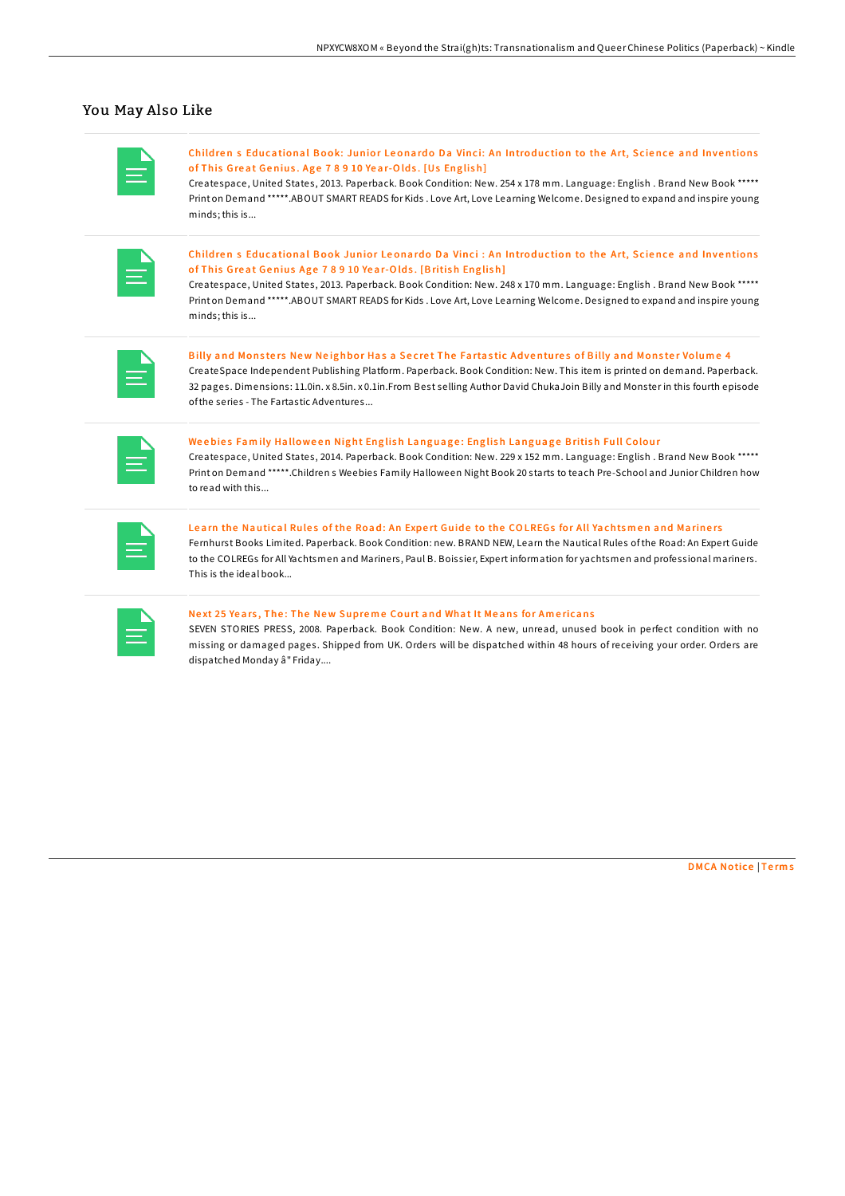## You May Also Like

**Children s Educational Book: Junior Leonardo Da Vinci: An Introduction to the Art, Science and Inventions of This Great Genius. Age 7 8 9 10 Year-Olds. [Us English]**

Createspace, United States, 2013. Paperback. Book Condition: New. 254 x 178 mm. Language: English . Brand New Book ***** Print on Demand *****.ABOUT SMART READS for Kids . Love Art, Love Learning Welcome. Designed to expand and inspire young minds; this is...

**Children s Educational Book Junior Leonardo Da Vinci : An Introduction to the Art, Science and Inventions of This Great Genius Age 7 8 9 10 Year-Olds. [British English]**

Createspace, United States, 2013. Paperback. Book Condition: New. 248 x 170 mm. Language: English . Brand New Book ***** Print on Demand *****.ABOUT SMART READS for Kids . Love Art, Love Learning Welcome. Designed to expand and inspire young minds; this is...

**Billy and Monsters New Neighbor Has a Secret The Fartastic Adventures of Billy and Monster Volume 4**

CreateSpace Independent Publishing Platform. Paperback. Book Condition: New. This item is printed on demand. Paperback. 32 pages. Dimensions: 11.0in. x 8.5in. x 0.1in.From Best selling Author David ChukaJoin Billy and Monster in this fourth episode of the series - The Fartastic Adventures...

**Weebies Family Halloween Night English Language: English Language British Full Colour**

Createspace, United States, 2014. Paperback. Book Condition: New. 229 x 152 mm. Language: English . Brand New Book ***** Print on Demand *****.Children s Weebies Family Halloween Night Book 20 starts to teach Pre-School and Junior Children how to read with this...

**Learn the Nautical Rules of the Road: An Expert Guide to the COLREGs for All Yachtsmen and Mariners**

Fernhurst Books Limited. Paperback. Book Condition: new. BRAND NEW, Learn the Nautical Rules of the Road: An Expert Guide to the COLREGs for All Yachtsmen and Mariners, Paul B. Boissier, Expert information for yachtsmen and professional mariners. This is the ideal book...

**Next 25 Years, The: The New Supreme Court and What It Means for Americans**

SEVEN STORIES PRESS, 2008. Paperback. Book Condition: New. A new, unread, unused book in perfect condition with no missing or damaged pages. Shipped from UK. Orders will be dispatched within 48 hours of receiving your order. Orders are dispatched Monday â" Friday....

DMCA Notice | Terms